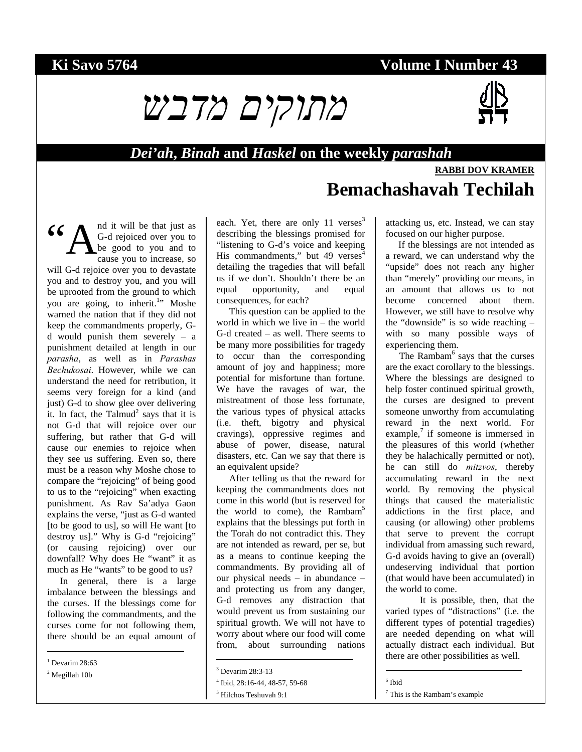**Ki Savo 5764** **Volume I Number 43**

# מתוקים מדבש

## *Dei'ah*, *Binah* and *Haskel* on the weekly *parashah*

**RABBI DOV KRAMER**

# Bemachashavah Techilah

"And it will be that just as G-d rejoiced over you to be good to you and to cause you to increase, so will G-d rejoice over you to devastate you and to destroy you, and you will be uprooted from the ground to which you are going, to inherit.[1]" Moshe warned the nation that if they did not keep the commandments properly, G-d would punish them severely – a punishment detailed at length in our *parasha*, as well as in *Parashas Bechukosai*. However, while we can understand the need for retribution, it seems very foreign for a kind (and just) G-d to show glee over delivering it. In fact, the Talmud[2] says that it is not G-d that will rejoice over our suffering, but rather that G-d will cause our enemies to rejoice when they see us suffering. Even so, there must be a reason why Moshe chose to compare the "rejoicing" of being good to us to the "rejoicing" when exacting punishment. As Rav Sa'adya Gaon explains the verse, "just as G-d wanted [to be good to us], so will He want [to destroy us]." Why is G-d "rejoicing" (or causing rejoicing) over our downfall? Why does He "want" it as much as He "wants" to be good to us?

In general, there is a large imbalance between the blessings and the curses. If the blessings come for following the commandments, and the curses come for not following them, there should be an equal amount of each. Yet, there are only 11 verses[3] describing the blessings promised for "listening to G-d's voice and keeping His commandments," but 49 verses[4] detailing the tragedies that will befall us if we don't. Shouldn't there be an equal opportunity, and equal consequences, for each?

This question can be applied to the world in which we live in – the world G-d created – as well. There seems to be many more possibilities for tragedy to occur than the corresponding amount of joy and happiness; more potential for misfortune than fortune. We have the ravages of war, the mistreatment of those less fortunate, the various types of physical attacks (i.e. theft, bigotry and physical cravings), oppressive regimes and abuse of power, disease, natural disasters, etc. Can we say that there is an equivalent upside?

After telling us that the reward for keeping the commandments does not come in this world (but is reserved for the world to come), the Rambam[5] explains that the blessings put forth in the Torah do not contradict this. They are not intended as reward, per se, but as a means to continue keeping the commandments. By providing all of our physical needs – in abundance – and protecting us from any danger, G-d removes any distraction that would prevent us from sustaining our spiritual growth. We will not have to worry about where our food will come from, about surrounding nations attacking us, etc. Instead, we can stay focused on our higher purpose.

If the blessings are not intended as a reward, we can understand why the "upside" does not reach any higher than "merely" providing our means, in an amount that allows us to not become concerned about them. However, we still have to resolve why the "downside" is so wide reaching – with so many possible ways of experiencing them.

The Rambam[6] says that the curses are the exact corollary to the blessings. Where the blessings are designed to help foster continued spiritual growth, the curses are designed to prevent someone unworthy from accumulating reward in the next world. For example,[7] if someone is immersed in the pleasures of this world (whether they be halachically permitted or not), he can still do *mitzvos*, thereby accumulating reward in the next world. By removing the physical things that caused the materialistic addictions in the first place, and causing (or allowing) other problems that serve to prevent the corrupt individual from amassing such reward, G-d avoids having to give an (overall) undeserving individual that portion (that would have been accumulated) in the world to come.

It is possible, then, that the varied types of "distractions" (i.e. the different types of potential tragedies) are needed depending on what will actually distract each individual. But there are other possibilities as well.

---

[1] Devarim 28:63

[2] Megillah 10b

[3] Devarim 28:3-13

[4] Ibid, 28:16-44, 48-57, 59-68

[5] Hilchos Teshuvah 9:1

[6] Ibid

[7] This is the Rambam's example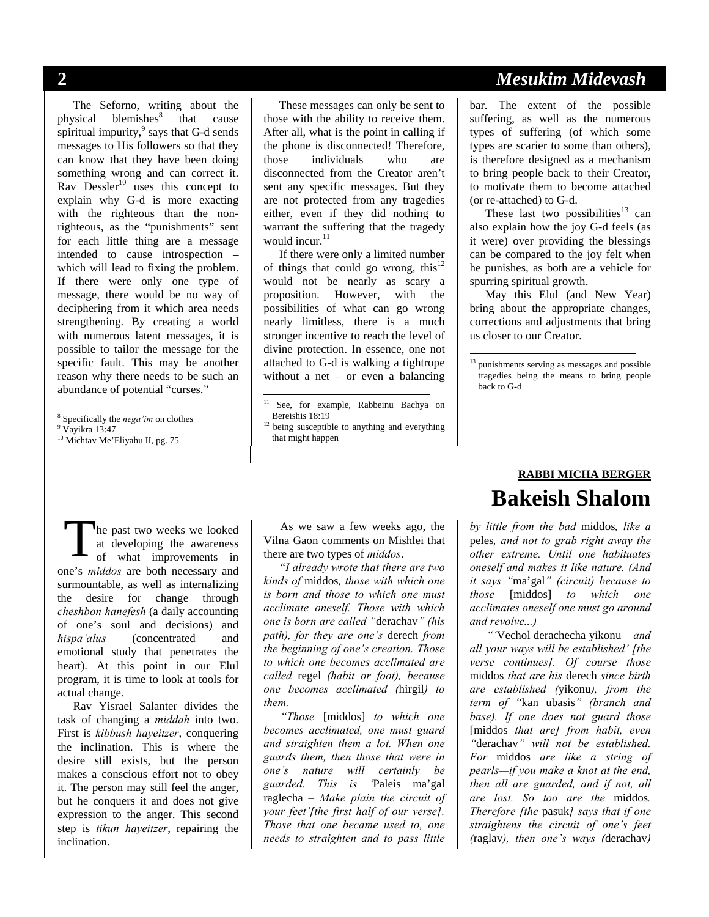The Seforno, writing about the physical blemishes[8] that cause spiritual impurity,[9] says that G-d sends messages to His followers so that they can know that they have been doing something wrong and can correct it. Rav Dessler[10] uses this concept to explain why G-d is more exacting with the righteous than the non-righteous, as the "punishments" sent for each little thing are a message intended to cause introspection – which will lead to fixing the problem. If there were only one type of message, there would be no way of deciphering from it which area needs strengthening. By creating a world with numerous latent messages, it is possible to tailor the message for the specific fault. This may be another reason why there needs to be such an abundance of potential "curses."

These messages can only be sent to those with the ability to receive them. After all, what is the point in calling if the phone is disconnected! Therefore, those individuals who are disconnected from the Creator aren't sent any specific messages. But they are not protected from any tragedies either, even if they did nothing to warrant the suffering that the tragedy would incur.[11]

If there were only a limited number of things that could go wrong, this[12] would not be nearly as scary a proposition. However, with the possibilities of what can go wrong nearly limitless, there is a much stronger incentive to reach the level of divine protection. In essence, one not attached to G-d is walking a tightrope without a net – or even a balancing bar. The extent of the possible suffering, as well as the numerous types of suffering (of which some types are scarier to some than others), is therefore designed as a mechanism to bring people back to their Creator, to motivate them to become attached (or re-attached) to G-d.

These last two possibilities[13] can also explain how the joy G-d feels (as it were) over providing the blessings can be compared to the joy felt when he punishes, as both are a vehicle for spurring spiritual growth.

May this Elul (and New Year) bring about the appropriate changes, corrections and adjustments that bring us closer to our Creator.

---

[8] Specifically the *nega'im* on clothes

[9] Vayikra 13:47

[10] Michtav Me'Eliyahu II, pg. 75

[11] See, for example, Rabbeinu Bachya on Bereishis 18:19

[12] being susceptible to anything and everything that might happen

[13] punishments serving as messages and possible tragedies being the means to bring people back to G-d

---

**RABBI MICHA BERGER**

# Bakeish Shalom

The past two weeks we looked at developing the awareness of what improvements in one's *middos* are both necessary and surmountable, as well as internalizing the desire for change through *cheshbon hanefesh* (a daily accounting of one's soul and decisions) and *hispa'alus* (concentrated and emotional study that penetrates the heart). At this point in our Elul program, it is time to look at tools for actual change.

Rav Yisrael Salanter divides the task of changing a *middah* into two. First is *kibbush hayeitzer*, conquering the inclination. This is where the desire still exists, but the person makes a conscious effort not to obey it. The person may still feel the anger, but he conquers it and does not give expression to the anger. This second step is *tikun hayeitzer*, repairing the inclination.

As we saw a few weeks ago, the Vilna Gaon comments on Mishlei that there are two types of *middos*.

"*I already wrote that there are two kinds of* middos*, those with which one is born and those to which one must acclimate oneself. Those with which one is born are called "*derachav*" (his path), for they are one's* derech *from the beginning of one's creation. Those to which one becomes acclimated are called* regel *(habit or foot), because one becomes acclimated (*hirgil*) to them.*

*"Those* [middos] *to which one becomes acclimated, one must guard and straighten them a lot. When one guards them, then those that were in one's nature will certainly be guarded. This is '*Paleis ma'gal raglecha *– Make plain the circuit of your feet'[the first half of our verse]. Those that one became used to, one needs to straighten and to pass little by little from the bad* middos*, like a* peles*, and not to grab right away the other extreme. Until one habituates oneself and makes it like nature. (And it says "*ma'gal*" (circuit) because to those* [middos] *to which one acclimates oneself one must go around and revolve...)*

*"'*Vechol derachecha yikonu *– and all your ways will be established' [the verse continues]. Of course those* middos *that are his* derech *since birth are established (*yikonu*), from the term of "*kan ubasis*" (branch and base). If one does not guard those* [middos *that are] from habit, even "*derachav*" will not be established. For* middos *are like a string of pearls—if you make a knot at the end, then all are guarded, and if not, all are lost. So too are the* middos*. Therefore [the* pasuk*] says that if one straightens the circuit of one's feet (*raglav*), then one's ways (*derachav*)*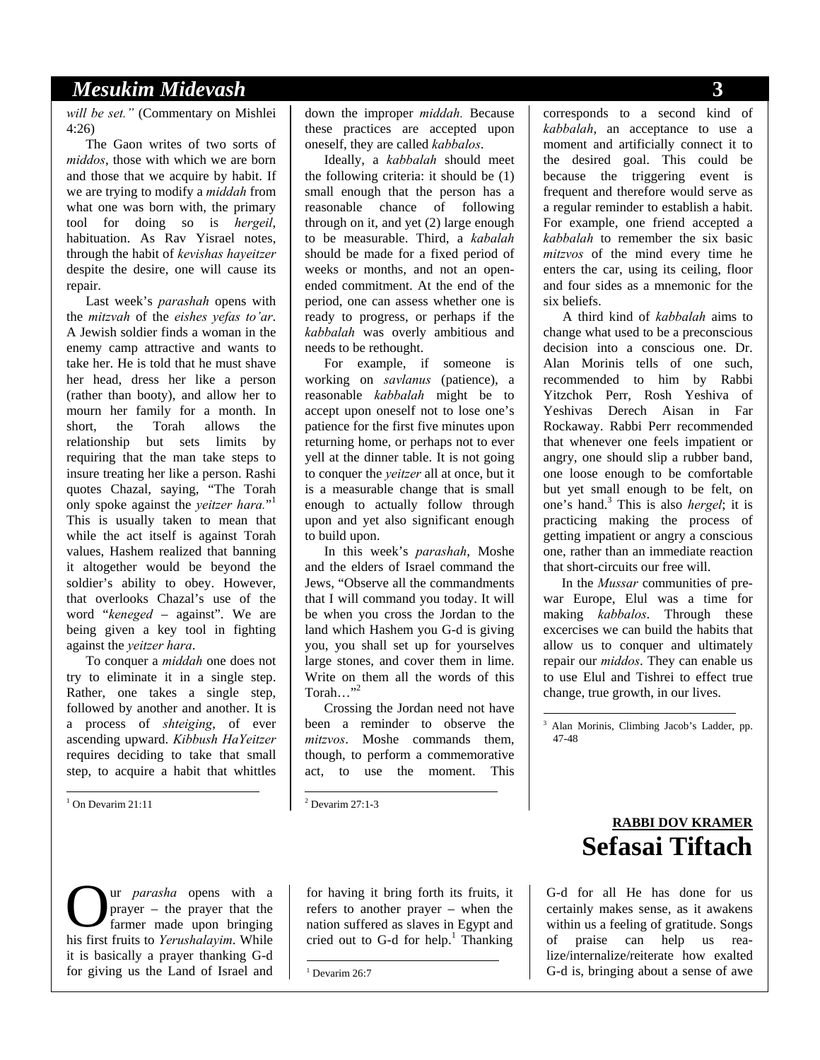*will be set."* (Commentary on Mishlei 4:26)

The Gaon writes of two sorts of *middos*, those with which we are born and those that we acquire by habit. If we are trying to modify a *middah* from what one was born with, the primary tool for doing so is *hergeil*, habituation. As Rav Yisrael notes, through the habit of *kevishas hayeitzer* despite the desire, one will cause its repair.

Last week's *parashah* opens with the *mitzvah* of the *eishes yefas to'ar*. A Jewish soldier finds a woman in the enemy camp attractive and wants to take her. He is told that he must shave her head, dress her like a person (rather than booty), and allow her to mourn her family for a month. In short, the Torah allows the relationship but sets limits by requiring that the man take steps to insure treating her like a person. Rashi quotes Chazal, saying, "The Torah only spoke against the *yeitzer hara.*"[1] This is usually taken to mean that while the act itself is against Torah values, Hashem realized that banning it altogether would be beyond the soldier's ability to obey. However, that overlooks Chazal's use of the word "*keneged* – against". We are being given a key tool in fighting against the *yeitzer hara*.

To conquer a *middah* one does not try to eliminate it in a single step. Rather, one takes a single step, followed by another and another. It is a process of *shteiging*, of ever ascending upward. *Kibbush HaYeitzer* requires deciding to take that small step, to acquire a habit that whittles down the improper *middah.* Because these practices are accepted upon oneself, they are called *kabbalos*.

Ideally, a *kabbalah* should meet the following criteria: it should be (1) small enough that the person has a reasonable chance of following through on it, and yet (2) large enough to be measurable. Third, a *kabalah* should be made for a fixed period of weeks or months, and not an open-ended commitment. At the end of the period, one can assess whether one is ready to progress, or perhaps if the *kabbalah* was overly ambitious and needs to be rethought.

For example, if someone is working on *savlanus* (patience), a reasonable *kabbalah* might be to accept upon oneself not to lose one's patience for the first five minutes upon returning home, or perhaps not to ever yell at the dinner table. It is not going to conquer the *yeitzer* all at once, but it is a measurable change that is small enough to actually follow through upon and yet also significant enough to build upon.

In this week's *parashah*, Moshe and the elders of Israel command the Jews, "Observe all the commandments that I will command you today. It will be when you cross the Jordan to the land which Hashem you G-d is giving you, you shall set up for yourselves large stones, and cover them in lime. Write on them all the words of this Torah…"[2]

Crossing the Jordan need not have been a reminder to observe the *mitzvos*. Moshe commands them, though, to perform a commemorative act, to use the moment. This corresponds to a second kind of *kabbalah*, an acceptance to use a moment and artificially connect it to the desired goal. This could be because the triggering event is frequent and therefore would serve as a regular reminder to establish a habit. For example, one friend accepted a *kabbalah* to remember the six basic *mitzvos* of the mind every time he enters the car, using its ceiling, floor and four sides as a mnemonic for the six beliefs.

A third kind of *kabbalah* aims to change what used to be a preconscious decision into a conscious one. Dr. Alan Morinis tells of one such, recommended to him by Rabbi Yitzchok Perr, Rosh Yeshiva of Yeshivas Derech Aisan in Far Rockaway. Rabbi Perr recommended that whenever one feels impatient or angry, one should slip a rubber band, one loose enough to be comfortable but yet small enough to be felt, on one's hand.[3] This is also *hergel*; it is practicing making the process of getting impatient or angry a conscious one, rather than an immediate reaction that short-circuits our free will.

In the *Mussar* communities of pre-war Europe, Elul was a time for making *kabbalos*. Through these excercises we can build the habits that allow us to conquer and ultimately repair our *middos*. They can enable us to use Elul and Tishrei to effect true change, true growth, in our lives.

[1] On Devarim 21:11

[2] Devarim 27:1-3

[3] Alan Morinis, Climbing Jacob's Ladder, pp. 47-48

**RABBI DOV KRAMER**

# Sefasai Tiftach

Our *parasha* opens with a prayer – the prayer that the farmer made upon bringing his first fruits to *Yerushalayim*. While it is basically a prayer thanking G-d for giving us the Land of Israel and for having it bring forth its fruits, it refers to another prayer – when the nation suffered as slaves in Egypt and cried out to G-d for help.[1] Thanking G-d for all He has done for us certainly makes sense, as it awakens within us a feeling of gratitude. Songs of praise can help us realize/internalize/reiterate how exalted G-d is, bringing about a sense of awe

[1] Devarim 26:7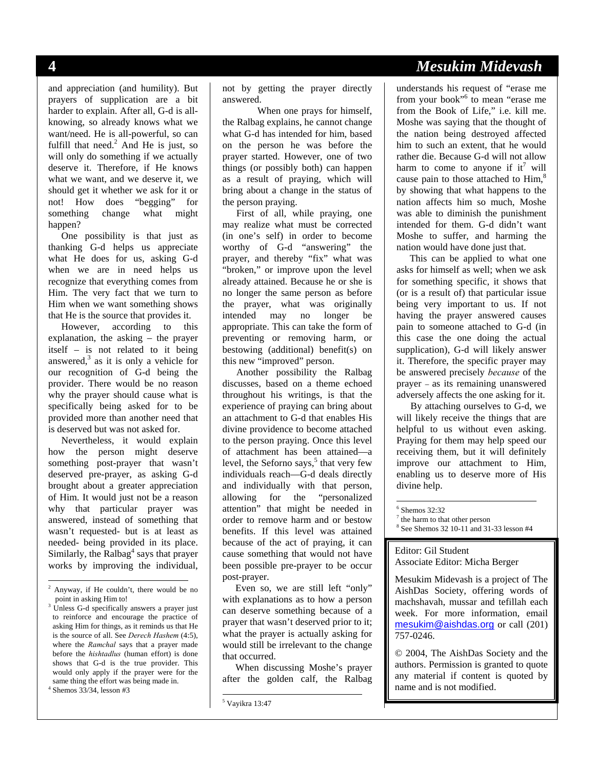and appreciation (and humility). But prayers of supplication are a bit harder to explain. After all, G-d is all-knowing, so already knows what we want/need. He is all-powerful, so can fulfill that need.[2] And He is just, so will only do something if we actually deserve it. Therefore, if He knows what we want, and we deserve it, we should get it whether we ask for it or not! How does "begging" for something change what might happen?

One possibility is that just as thanking G-d helps us appreciate what He does for us, asking G-d when we are in need helps us recognize that everything comes from Him. The very fact that we turn to Him when we want something shows that He is the source that provides it.

However, according to this explanation, the asking – the prayer itself – is not related to it being answered,[3] as it is only a vehicle for our recognition of G-d being the provider. There would be no reason why the prayer should cause what is specifically being asked for to be provided more than another need that is deserved but was not asked for.

Nevertheless, it would explain how the person might deserve something post-prayer that wasn't deserved pre-prayer, as asking G-d brought about a greater appreciation of Him. It would just not be a reason why that particular prayer was answered, instead of something that wasn't requested- but is at least as needed- being provided in its place. Similarly, the Ralbag[4] says that prayer works by improving the individual, not by getting the prayer directly answered.

When one prays for himself, the Ralbag explains, he cannot change what G-d has intended for him, based on the person he was before the prayer started. However, one of two things (or possibly both) can happen as a result of praying, which will bring about a change in the status of the person praying.

First of all, while praying, one may realize what must be corrected (in one's self) in order to become worthy of G-d "answering" the prayer, and thereby "fix" what was "broken," or improve upon the level already attained. Because he or she is no longer the same person as before the prayer, what was originally intended may no longer be appropriate. This can take the form of preventing or removing harm, or bestowing (additional) benefit(s) on this new "improved" person.

Another possibility the Ralbag discusses, based on a theme echoed throughout his writings, is that the experience of praying can bring about an attachment to G-d that enables His divine providence to become attached to the person praying. Once this level of attachment has been attained—a level, the Seforno says,[5] that very few individuals reach—G-d deals directly and individually with that person, allowing for the "personalized attention" that might be needed in order to remove harm and or bestow benefits. If this level was attained because of the act of praying, it can cause something that would not have been possible pre-prayer to be occur post-prayer.

Even so, we are still left "only" with explanations as to how a person can deserve something because of a prayer that wasn't deserved prior to it; what the prayer is actually asking for would still be irrelevant to the change that occurred.

When discussing Moshe's prayer after the golden calf, the Ralbag understands his request of "erase me from your book"[6] to mean "erase me from the Book of Life," i.e. kill me. Moshe was saying that the thought of the nation being destroyed affected him to such an extent, that he would rather die. Because G-d will not allow harm to come to anyone if it[7] will cause pain to those attached to Him,[8] by showing that what happens to the nation affects him so much, Moshe was able to diminish the punishment intended for them. G-d didn't want Moshe to suffer, and harming the nation would have done just that.

This can be applied to what one asks for himself as well; when we ask for something specific, it shows that (or is a result of) that particular issue being very important to us. If not having the prayer answered causes pain to someone attached to G-d (in this case the one doing the actual supplication), G-d will likely answer it. Therefore, the specific prayer may be answered precisely *because* of the prayer – as its remaining unanswered adversely affects the one asking for it.

By attaching ourselves to G-d, we will likely receive the things that are helpful to us without even asking. Praying for them may help speed our receiving them, but it will definitely improve our attachment to Him, enabling us to deserve more of His divine help.

---

[2] Anyway, if He couldn't, there would be no point in asking Him to!

[3] Unless G-d specifically answers a prayer just to reinforce and encourage the practice of asking Him for things, as it reminds us that He is the source of all. See *Derech Hashem* (4:5), where the *Ramchal* says that a prayer made before the *hishtadlus* (human effort) is done shows that G-d is the true provider. This would only apply if the prayer were for the same thing the effort was being made in.

[4] Shemos 33/34, lesson #3

[5] Vayikra 13:47

[6] Shemos 32:32

[7] the harm to that other person

[8] See Shemos 32 10-11 and 31-33 lesson #4

---

Editor: Gil Student
Associate Editor: Micha Berger

Mesukim Midevash is a project of The AishDas Society, offering words of machshavah, mussar and tefillah each week. For more information, email mesukim@aishdas.org or call (201) 757-0246.

© 2004, The AishDas Society and the authors. Permission is granted to quote any material if content is quoted by name and is not modified.